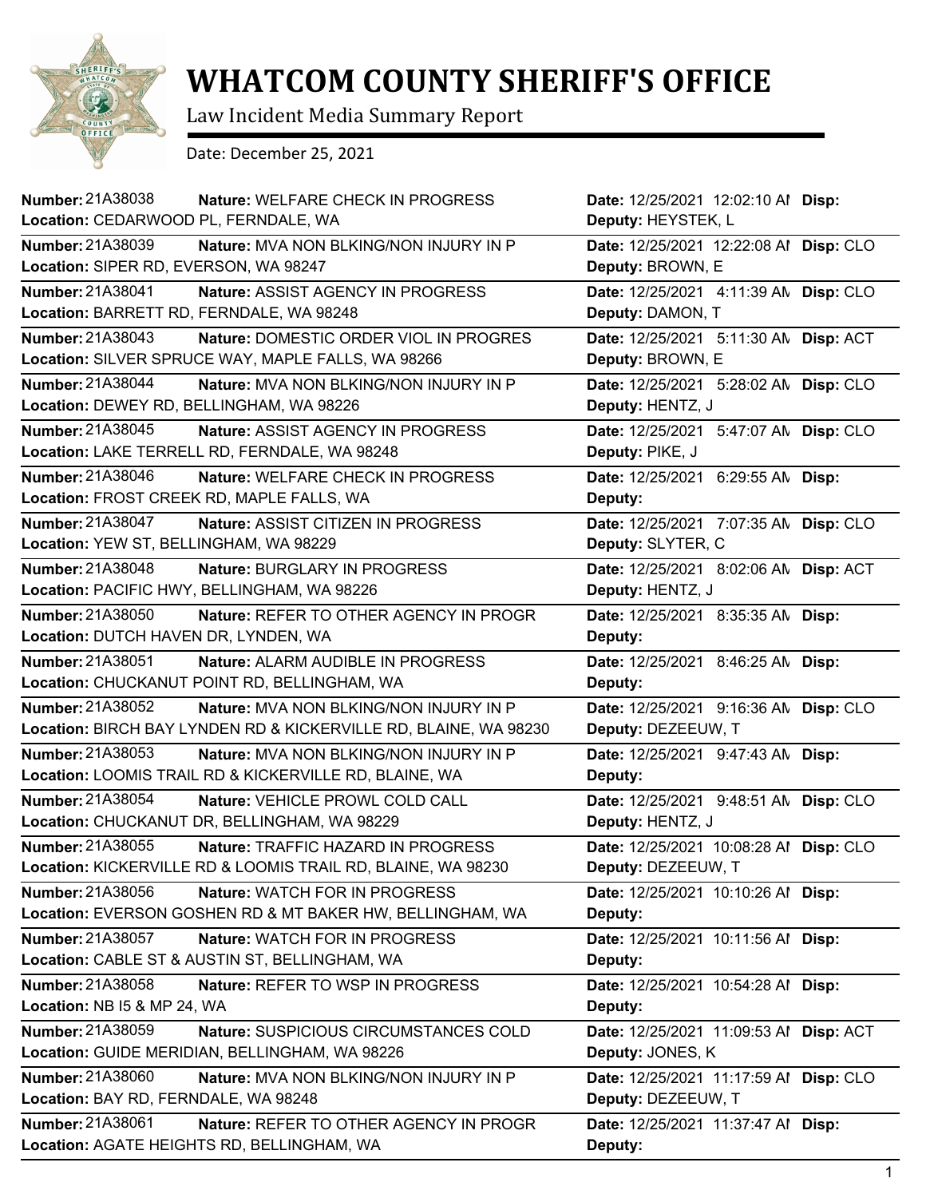# WHATCOM COUNTY SHERIFF'S OFFICE

Law Incident Media Summary Report

Date: December 25, 2021

| Number | Nature | Location | Date | Deputy | Disp |
|---|---|---|---|---|---|
| 21A38038 | WELFARE CHECK IN PROGRESS | CEDARWOOD PL, FERNDALE, WA | 12/25/2021 12:02:10 AM | HEYSTEK, L | |
| 21A38039 | MVA NON BLKING/NON INJURY IN P | SIPER RD, EVERSON, WA 98247 | 12/25/2021 12:22:08 AM | BROWN, E | CLO |
| 21A38041 | ASSIST AGENCY IN PROGRESS | BARRETT RD, FERNDALE, WA 98248 | 12/25/2021 4:11:39 AM | DAMON, T | CLO |
| 21A38043 | DOMESTIC ORDER VIOL IN PROGRES | SILVER SPRUCE WAY, MAPLE FALLS, WA 98266 | 12/25/2021 5:11:30 AM | BROWN, E | ACT |
| 21A38044 | MVA NON BLKING/NON INJURY IN P | DEWEY RD, BELLINGHAM, WA 98226 | 12/25/2021 5:28:02 AM | HENTZ, J | CLO |
| 21A38045 | ASSIST AGENCY IN PROGRESS | LAKE TERRELL RD, FERNDALE, WA 98248 | 12/25/2021 5:47:07 AM | PIKE, J | CLO |
| 21A38046 | WELFARE CHECK IN PROGRESS | FROST CREEK RD, MAPLE FALLS, WA | 12/25/2021 6:29:55 AM | | |
| 21A38047 | ASSIST CITIZEN IN PROGRESS | YEW ST, BELLINGHAM, WA 98229 | 12/25/2021 7:07:35 AM | SLYTER, C | CLO |
| 21A38048 | BURGLARY IN PROGRESS | PACIFIC HWY, BELLINGHAM, WA 98226 | 12/25/2021 8:02:06 AM | HENTZ, J | ACT |
| 21A38050 | REFER TO OTHER AGENCY IN PROGR | DUTCH HAVEN DR, LYNDEN, WA | 12/25/2021 8:35:35 AM | | |
| 21A38051 | ALARM AUDIBLE IN PROGRESS | CHUCKANUT POINT RD, BELLINGHAM, WA | 12/25/2021 8:46:25 AM | | |
| 21A38052 | MVA NON BLKING/NON INJURY IN P | BIRCH BAY LYNDEN RD & KICKERVILLE RD, BLAINE, WA 98230 | 12/25/2021 9:16:36 AM | DEZEEUW, T | CLO |
| 21A38053 | MVA NON BLKING/NON INJURY IN P | LOOMIS TRAIL RD & KICKERVILLE RD, BLAINE, WA | 12/25/2021 9:47:43 AM | | |
| 21A38054 | VEHICLE PROWL COLD CALL | CHUCKANUT DR, BELLINGHAM, WA 98229 | 12/25/2021 9:48:51 AM | HENTZ, J | CLO |
| 21A38055 | TRAFFIC HAZARD IN PROGRESS | KICKERVILLE RD & LOOMIS TRAIL RD, BLAINE, WA 98230 | 12/25/2021 10:08:28 AM | DEZEEUW, T | CLO |
| 21A38056 | WATCH FOR IN PROGRESS | EVERSON GOSHEN RD & MT BAKER HW, BELLINGHAM, WA | 12/25/2021 10:10:26 AM | | |
| 21A38057 | WATCH FOR IN PROGRESS | CABLE ST & AUSTIN ST, BELLINGHAM, WA | 12/25/2021 10:11:56 AM | | |
| 21A38058 | REFER TO WSP IN PROGRESS | NB I5 & MP 24, WA | 12/25/2021 10:54:28 AM | | |
| 21A38059 | SUSPICIOUS CIRCUMSTANCES COLD | GUIDE MERIDIAN, BELLINGHAM, WA 98226 | 12/25/2021 11:09:53 AM | JONES, K | ACT |
| 21A38060 | MVA NON BLKING/NON INJURY IN P | BAY RD, FERNDALE, WA 98248 | 12/25/2021 11:17:59 AM | DEZEEUW, T | CLO |
| 21A38061 | REFER TO OTHER AGENCY IN PROGR | AGATE HEIGHTS RD, BELLINGHAM, WA | 12/25/2021 11:37:47 AM | | |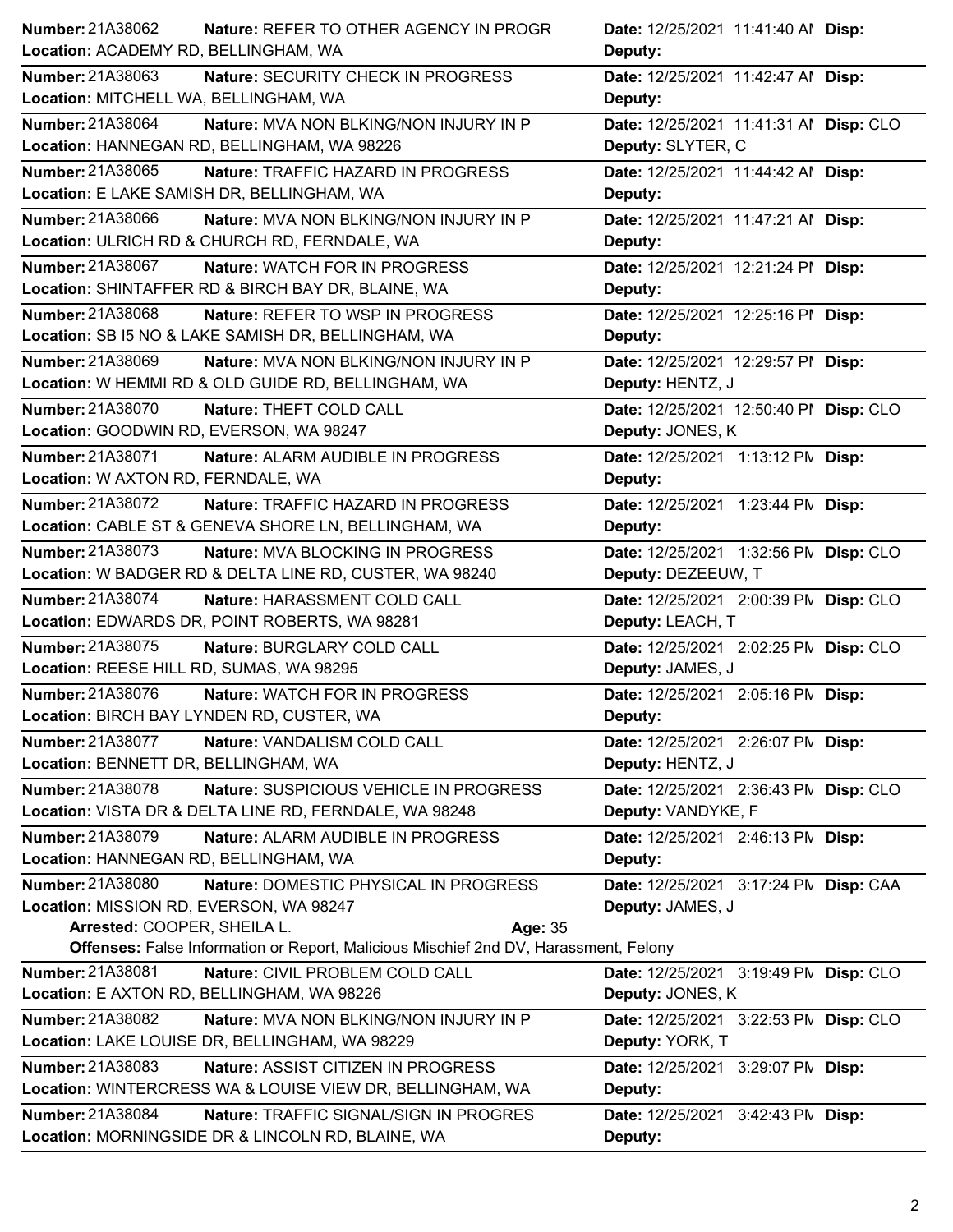**Number:** 21A38062 **Nature:** REFER TO OTHER AGENCY IN PROGR **Date:** 12/25/2021 11:41:40 AM **Disp:**
**Location:** ACADEMY RD, BELLINGHAM, WA **Deputy:**

**Number:** 21A38063 **Nature:** SECURITY CHECK IN PROGRESS **Date:** 12/25/2021 11:42:47 AM **Disp:**
**Location:** MITCHELL WA, BELLINGHAM, WA **Deputy:**

**Number:** 21A38064 **Nature:** MVA NON BLKING/NON INJURY IN P **Date:** 12/25/2021 11:41:31 AM **Disp:** CLO
**Location:** HANNEGAN RD, BELLINGHAM, WA 98226 **Deputy:** SLYTER, C

**Number:** 21A38065 **Nature:** TRAFFIC HAZARD IN PROGRESS **Date:** 12/25/2021 11:44:42 AM **Disp:**
**Location:** E LAKE SAMISH DR, BELLINGHAM, WA **Deputy:**

**Number:** 21A38066 **Nature:** MVA NON BLKING/NON INJURY IN P **Date:** 12/25/2021 11:47:21 AM **Disp:**
**Location:** ULRICH RD & CHURCH RD, FERNDALE, WA **Deputy:**

**Number:** 21A38067 **Nature:** WATCH FOR IN PROGRESS **Date:** 12/25/2021 12:21:24 PM **Disp:**
**Location:** SHINTAFFER RD & BIRCH BAY DR, BLAINE, WA **Deputy:**

**Number:** 21A38068 **Nature:** REFER TO WSP IN PROGRESS **Date:** 12/25/2021 12:25:16 PM **Disp:**
**Location:** SB I5 NO & LAKE SAMISH DR, BELLINGHAM, WA **Deputy:**

**Number:** 21A38069 **Nature:** MVA NON BLKING/NON INJURY IN P **Date:** 12/25/2021 12:29:57 PM **Disp:**
**Location:** W HEMMI RD & OLD GUIDE RD, BELLINGHAM, WA **Deputy:** HENTZ, J

**Number:** 21A38070 **Nature:** THEFT COLD CALL **Date:** 12/25/2021 12:50:40 PM **Disp:** CLO
**Location:** GOODWIN RD, EVERSON, WA 98247 **Deputy:** JONES, K

**Number:** 21A38071 **Nature:** ALARM AUDIBLE IN PROGRESS **Date:** 12/25/2021 1:13:12 PM **Disp:**
**Location:** W AXTON RD, FERNDALE, WA **Deputy:**

**Number:** 21A38072 **Nature:** TRAFFIC HAZARD IN PROGRESS **Date:** 12/25/2021 1:23:44 PM **Disp:**
**Location:** CABLE ST & GENEVA SHORE LN, BELLINGHAM, WA **Deputy:**

**Number:** 21A38073 **Nature:** MVA BLOCKING IN PROGRESS **Date:** 12/25/2021 1:32:56 PM **Disp:** CLO
**Location:** W BADGER RD & DELTA LINE RD, CUSTER, WA 98240 **Deputy:** DEZEEUW, T

**Number:** 21A38074 **Nature:** HARASSMENT COLD CALL **Date:** 12/25/2021 2:00:39 PM **Disp:** CLO
**Location:** EDWARDS DR, POINT ROBERTS, WA 98281 **Deputy:** LEACH, T

**Number:** 21A38075 **Nature:** BURGLARY COLD CALL **Date:** 12/25/2021 2:02:25 PM **Disp:** CLO
**Location:** REESE HILL RD, SUMAS, WA 98295 **Deputy:** JAMES, J

**Number:** 21A38076 **Nature:** WATCH FOR IN PROGRESS **Date:** 12/25/2021 2:05:16 PM **Disp:**
**Location:** BIRCH BAY LYNDEN RD, CUSTER, WA **Deputy:**

**Number:** 21A38077 **Nature:** VANDALISM COLD CALL **Date:** 12/25/2021 2:26:07 PM **Disp:**
**Location:** BENNETT DR, BELLINGHAM, WA **Deputy:** HENTZ, J

**Number:** 21A38078 **Nature:** SUSPICIOUS VEHICLE IN PROGRESS **Date:** 12/25/2021 2:36:43 PM **Disp:** CLO
**Location:** VISTA DR & DELTA LINE RD, FERNDALE, WA 98248 **Deputy:** VANDYKE, F

**Number:** 21A38079 **Nature:** ALARM AUDIBLE IN PROGRESS **Date:** 12/25/2021 2:46:13 PM **Disp:**
**Location:** HANNEGAN RD, BELLINGHAM, WA **Deputy:**

**Number:** 21A38080 **Nature:** DOMESTIC PHYSICAL IN PROGRESS **Date:** 12/25/2021 3:17:24 PM **Disp:** CAA
**Location:** MISSION RD, EVERSON, WA 98247 **Deputy:** JAMES, J
**Arrested:** COOPER, SHEILA L. **Age:** 35
**Offenses:** False Information or Report, Malicious Mischief 2nd DV, Harassment, Felony

**Number:** 21A38081 **Nature:** CIVIL PROBLEM COLD CALL **Date:** 12/25/2021 3:19:49 PM **Disp:** CLO
**Location:** E AXTON RD, BELLINGHAM, WA 98226 **Deputy:** JONES, K

**Number:** 21A38082 **Nature:** MVA NON BLKING/NON INJURY IN P **Date:** 12/25/2021 3:22:53 PM **Disp:** CLO
**Location:** LAKE LOUISE DR, BELLINGHAM, WA 98229 **Deputy:** YORK, T

**Number:** 21A38083 **Nature:** ASSIST CITIZEN IN PROGRESS **Date:** 12/25/2021 3:29:07 PM **Disp:**
**Location:** WINTERCRESS WA & LOUISE VIEW DR, BELLINGHAM, WA **Deputy:**

**Number:** 21A38084 **Nature:** TRAFFIC SIGNAL/SIGN IN PROGRES **Date:** 12/25/2021 3:42:43 PM **Disp:**
**Location:** MORNINGSIDE DR & LINCOLN RD, BLAINE, WA **Deputy:**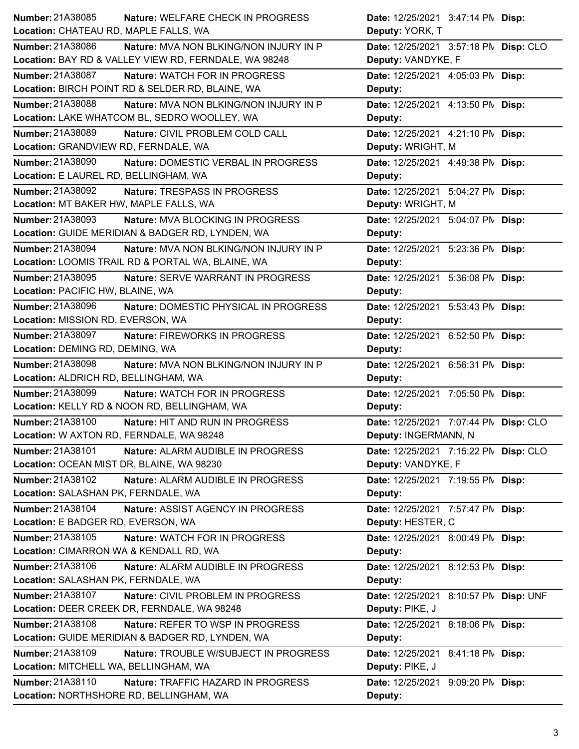| Number | Nature | Date | Disp | Location | Deputy |
|---|---|---|---|---|---|
| 21A38085 | WELFARE CHECK IN PROGRESS | 12/25/2021 3:47:14 PM | | CHATEAU RD, MAPLE FALLS, WA | YORK, T |
| 21A38086 | MVA NON BLKING/NON INJURY IN P | 12/25/2021 3:57:18 PM | CLO | BAY RD & VALLEY VIEW RD, FERNDALE, WA 98248 | VANDYKE, F |
| 21A38087 | WATCH FOR IN PROGRESS | 12/25/2021 4:05:03 PM | | BIRCH POINT RD & SELDER RD, BLAINE, WA | |
| 21A38088 | MVA NON BLKING/NON INJURY IN P | 12/25/2021 4:13:50 PM | | LAKE WHATCOM BL, SEDRO WOOLLEY, WA | |
| 21A38089 | CIVIL PROBLEM COLD CALL | 12/25/2021 4:21:10 PM | | GRANDVIEW RD, FERNDALE, WA | WRIGHT, M |
| 21A38090 | DOMESTIC VERBAL IN PROGRESS | 12/25/2021 4:49:38 PM | | E LAUREL RD, BELLINGHAM, WA | |
| 21A38092 | TRESPASS IN PROGRESS | 12/25/2021 5:04:27 PM | | MT BAKER HW, MAPLE FALLS, WA | WRIGHT, M |
| 21A38093 | MVA BLOCKING IN PROGRESS | 12/25/2021 5:04:07 PM | | GUIDE MERIDIAN & BADGER RD, LYNDEN, WA | |
| 21A38094 | MVA NON BLKING/NON INJURY IN P | 12/25/2021 5:23:36 PM | | LOOMIS TRAIL RD & PORTAL WA, BLAINE, WA | |
| 21A38095 | SERVE WARRANT IN PROGRESS | 12/25/2021 5:36:08 PM | | PACIFIC HW, BLAINE, WA | |
| 21A38096 | DOMESTIC PHYSICAL IN PROGRESS | 12/25/2021 5:53:43 PM | | MISSION RD, EVERSON, WA | |
| 21A38097 | FIREWORKS IN PROGRESS | 12/25/2021 6:52:50 PM | | DEMING RD, DEMING, WA | |
| 21A38098 | MVA NON BLKING/NON INJURY IN P | 12/25/2021 6:56:31 PM | | ALDRICH RD, BELLINGHAM, WA | |
| 21A38099 | WATCH FOR IN PROGRESS | 12/25/2021 7:05:50 PM | | KELLY RD & NOON RD, BELLINGHAM, WA | |
| 21A38100 | HIT AND RUN IN PROGRESS | 12/25/2021 7:07:44 PM | CLO | W AXTON RD, FERNDALE, WA 98248 | INGERMANN, N |
| 21A38101 | ALARM AUDIBLE IN PROGRESS | 12/25/2021 7:15:22 PM | CLO | OCEAN MIST DR, BLAINE, WA 98230 | VANDYKE, F |
| 21A38102 | ALARM AUDIBLE IN PROGRESS | 12/25/2021 7:19:55 PM | | SALASHAN PK, FERNDALE, WA | |
| 21A38104 | ASSIST AGENCY IN PROGRESS | 12/25/2021 7:57:47 PM | | E BADGER RD, EVERSON, WA | HESTER, C |
| 21A38105 | WATCH FOR IN PROGRESS | 12/25/2021 8:00:49 PM | | CIMARRON WA & KENDALL RD, WA | |
| 21A38106 | ALARM AUDIBLE IN PROGRESS | 12/25/2021 8:12:53 PM | | SALASHAN PK, FERNDALE, WA | |
| 21A38107 | CIVIL PROBLEM IN PROGRESS | 12/25/2021 8:10:57 PM | UNF | DEER CREEK DR, FERNDALE, WA 98248 | PIKE, J |
| 21A38108 | REFER TO WSP IN PROGRESS | 12/25/2021 8:18:06 PM | | GUIDE MERIDIAN & BADGER RD, LYNDEN, WA | |
| 21A38109 | TROUBLE W/SUBJECT IN PROGRESS | 12/25/2021 8:41:18 PM | | MITCHELL WA, BELLINGHAM, WA | PIKE, J |
| 21A38110 | TRAFFIC HAZARD IN PROGRESS | 12/25/2021 9:09:20 PM | | NORTHSHORE RD, BELLINGHAM, WA | |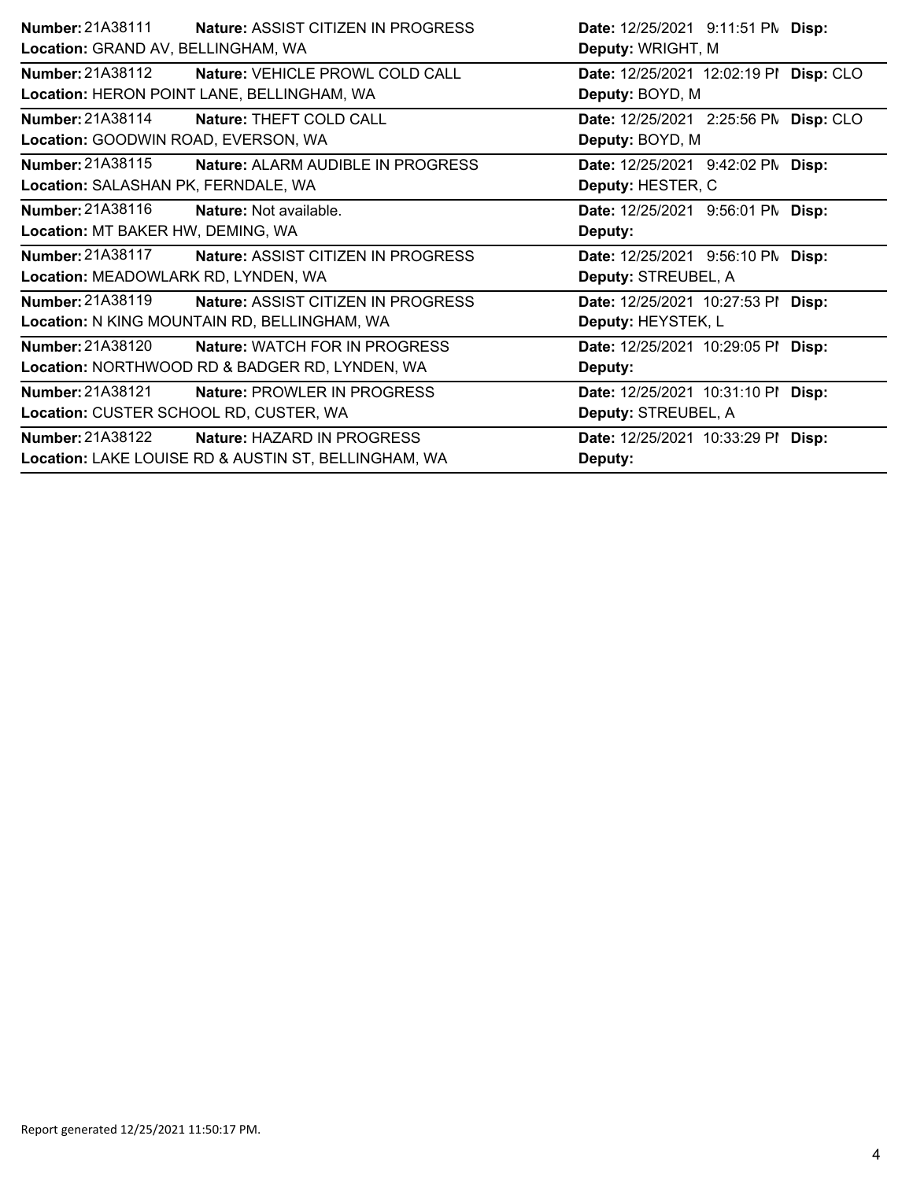**Number:** 21A38111 **Nature:** ASSIST CITIZEN IN PROGRESS **Date:** 12/25/2021 9:11:51 PM **Disp:**
**Location:** GRAND AV, BELLINGHAM, WA **Deputy:** WRIGHT, M

**Number:** 21A38112 **Nature:** VEHICLE PROWL COLD CALL **Date:** 12/25/2021 12:02:19 PM **Disp:** CLO
**Location:** HERON POINT LANE, BELLINGHAM, WA **Deputy:** BOYD, M

**Number:** 21A38114 **Nature:** THEFT COLD CALL **Date:** 12/25/2021 2:25:56 PM **Disp:** CLO
**Location:** GOODWIN ROAD, EVERSON, WA **Deputy:** BOYD, M

**Number:** 21A38115 **Nature:** ALARM AUDIBLE IN PROGRESS **Date:** 12/25/2021 9:42:02 PM **Disp:**
**Location:** SALASHAN PK, FERNDALE, WA **Deputy:** HESTER, C

**Number:** 21A38116 **Nature:** Not available. **Date:** 12/25/2021 9:56:01 PM **Disp:**
**Location:** MT BAKER HW, DEMING, WA **Deputy:**

**Number:** 21A38117 **Nature:** ASSIST CITIZEN IN PROGRESS **Date:** 12/25/2021 9:56:10 PM **Disp:**
**Location:** MEADOWLARK RD, LYNDEN, WA **Deputy:** STREUBEL, A

**Number:** 21A38119 **Nature:** ASSIST CITIZEN IN PROGRESS **Date:** 12/25/2021 10:27:53 PM **Disp:**
**Location:** N KING MOUNTAIN RD, BELLINGHAM, WA **Deputy:** HEYSTEK, L

**Number:** 21A38120 **Nature:** WATCH FOR IN PROGRESS **Date:** 12/25/2021 10:29:05 PM **Disp:**
**Location:** NORTHWOOD RD & BADGER RD, LYNDEN, WA **Deputy:**

**Number:** 21A38121 **Nature:** PROWLER IN PROGRESS **Date:** 12/25/2021 10:31:10 PM **Disp:**
**Location:** CUSTER SCHOOL RD, CUSTER, WA **Deputy:** STREUBEL, A

**Number:** 21A38122 **Nature:** HAZARD IN PROGRESS **Date:** 12/25/2021 10:33:29 PM **Disp:**
**Location:** LAKE LOUISE RD & AUSTIN ST, BELLINGHAM, WA **Deputy:**

Report generated 12/25/2021 11:50:17 PM.